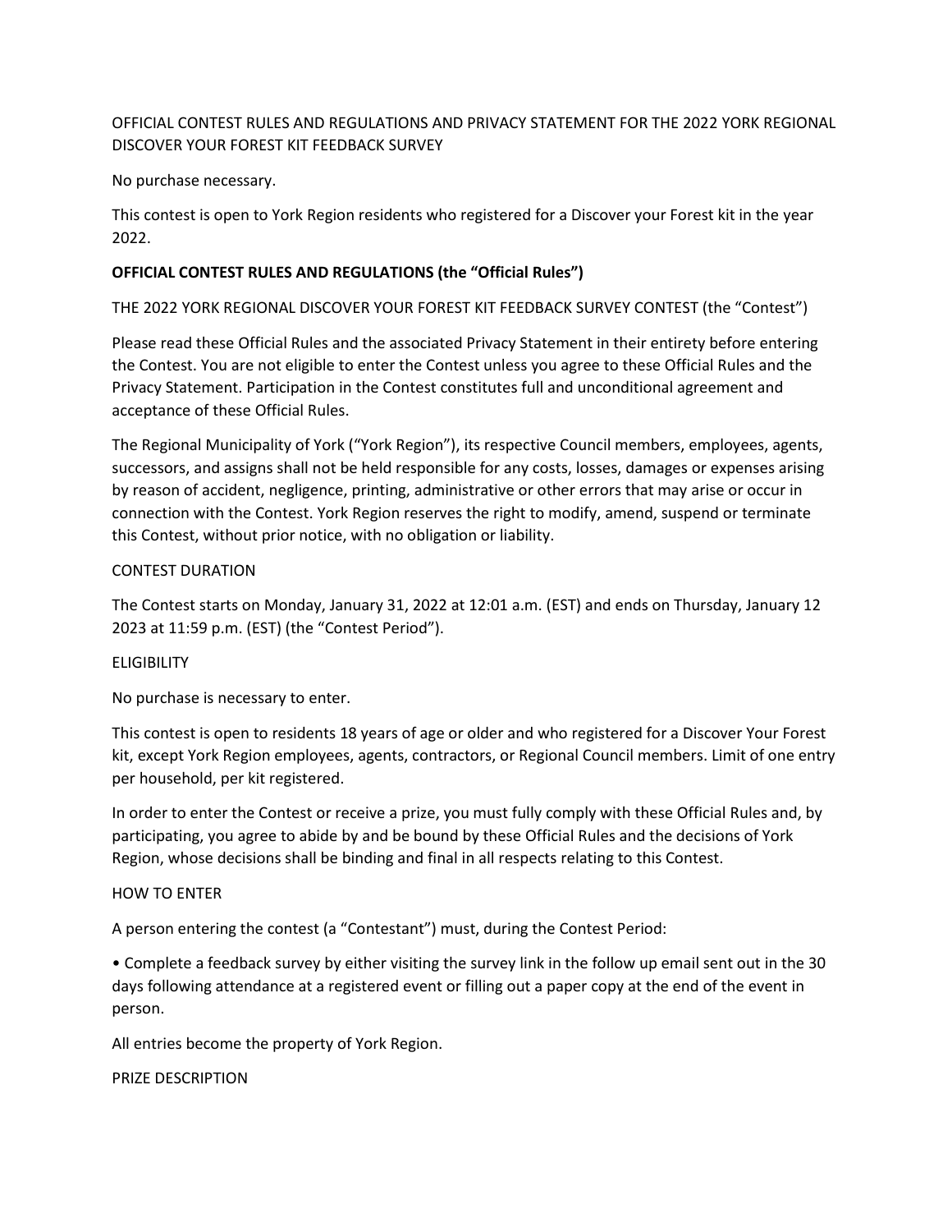OFFICIAL CONTEST RULES AND REGULATIONS AND PRIVACY STATEMENT FOR THE 2022 YORK REGIONAL DISCOVER YOUR FOREST KIT FEEDBACK SURVEY

No purchase necessary.

This contest is open to York Region residents who registered for a Discover your Forest kit in the year 2022.

**OFFICIAL CONTEST RULES AND REGULATIONS (the "Official Rules")**

THE 2022 YORK REGIONAL DISCOVER YOUR FOREST KIT FEEDBACK SURVEY CONTEST (the "Contest")

Please read these Official Rules and the associated Privacy Statement in their entirety before entering the Contest. You are not eligible to enter the Contest unless you agree to these Official Rules and the Privacy Statement. Participation in the Contest constitutes full and unconditional agreement and acceptance of these Official Rules.

The Regional Municipality of York ("York Region"), its respective Council members, employees, agents, successors, and assigns shall not be held responsible for any costs, losses, damages or expenses arising by reason of accident, negligence, printing, administrative or other errors that may arise or occur in connection with the Contest. York Region reserves the right to modify, amend, suspend or terminate this Contest, without prior notice, with no obligation or liability.

CONTEST DURATION

The Contest starts on Monday, January 31, 2022 at 12:01 a.m. (EST) and ends on Thursday, January 12 2023 at 11:59 p.m. (EST) (the "Contest Period").

ELIGIBILITY

No purchase is necessary to enter.

This contest is open to residents 18 years of age or older and who registered for a Discover Your Forest kit, except York Region employees, agents, contractors, or Regional Council members. Limit of one entry per household, per kit registered.

In order to enter the Contest or receive a prize, you must fully comply with these Official Rules and, by participating, you agree to abide by and be bound by these Official Rules and the decisions of York Region, whose decisions shall be binding and final in all respects relating to this Contest.

HOW TO ENTER

A person entering the contest (a "Contestant") must, during the Contest Period:

- Complete a feedback survey by either visiting the survey link in the follow up email sent out in the 30 days following attendance at a registered event or filling out a paper copy at the end of the event in person.

All entries become the property of York Region.

PRIZE DESCRIPTION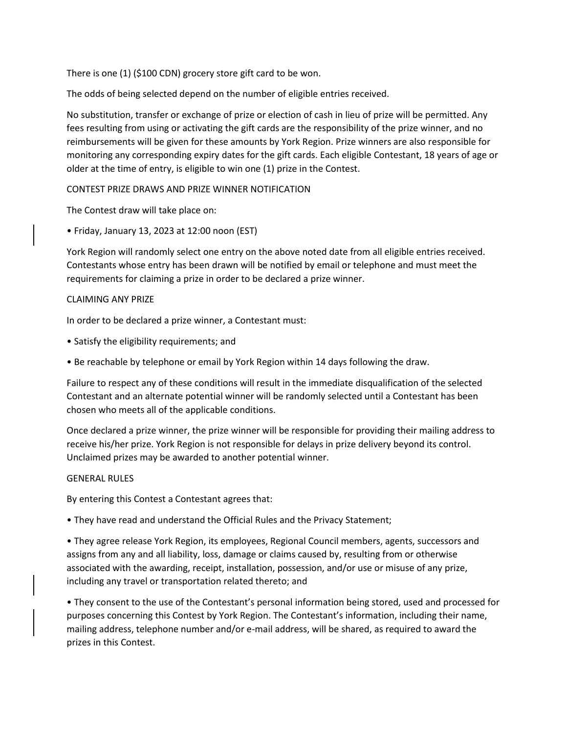There is one (1) ($100 CDN) grocery store gift card to be won.

The odds of being selected depend on the number of eligible entries received.

No substitution, transfer or exchange of prize or election of cash in lieu of prize will be permitted. Any fees resulting from using or activating the gift cards are the responsibility of the prize winner, and no reimbursements will be given for these amounts by York Region. Prize winners are also responsible for monitoring any corresponding expiry dates for the gift cards. Each eligible Contestant, 18 years of age or older at the time of entry, is eligible to win one (1) prize in the Contest.

## CONTEST PRIZE DRAWS AND PRIZE WINNER NOTIFICATION

The Contest draw will take place on:

- Friday, January 13, 2023 at 12:00 noon (EST)

York Region will randomly select one entry on the above noted date from all eligible entries received. Contestants whose entry has been drawn will be notified by email or telephone and must meet the requirements for claiming a prize in order to be declared a prize winner.

## CLAIMING ANY PRIZE

In order to be declared a prize winner, a Contestant must:

- Satisfy the eligibility requirements; and
- Be reachable by telephone or email by York Region within 14 days following the draw.

Failure to respect any of these conditions will result in the immediate disqualification of the selected Contestant and an alternate potential winner will be randomly selected until a Contestant has been chosen who meets all of the applicable conditions.

Once declared a prize winner, the prize winner will be responsible for providing their mailing address to receive his/her prize. York Region is not responsible for delays in prize delivery beyond its control. Unclaimed prizes may be awarded to another potential winner.

## GENERAL RULES

By entering this Contest a Contestant agrees that:

- They have read and understand the Official Rules and the Privacy Statement;
- They agree release York Region, its employees, Regional Council members, agents, successors and assigns from any and all liability, loss, damage or claims caused by, resulting from or otherwise associated with the awarding, receipt, installation, possession, and/or use or misuse of any prize, including any travel or transportation related thereto; and
- They consent to the use of the Contestant's personal information being stored, used and processed for purposes concerning this Contest by York Region. The Contestant's information, including their name, mailing address, telephone number and/or e-mail address, will be shared, as required to award the prizes in this Contest.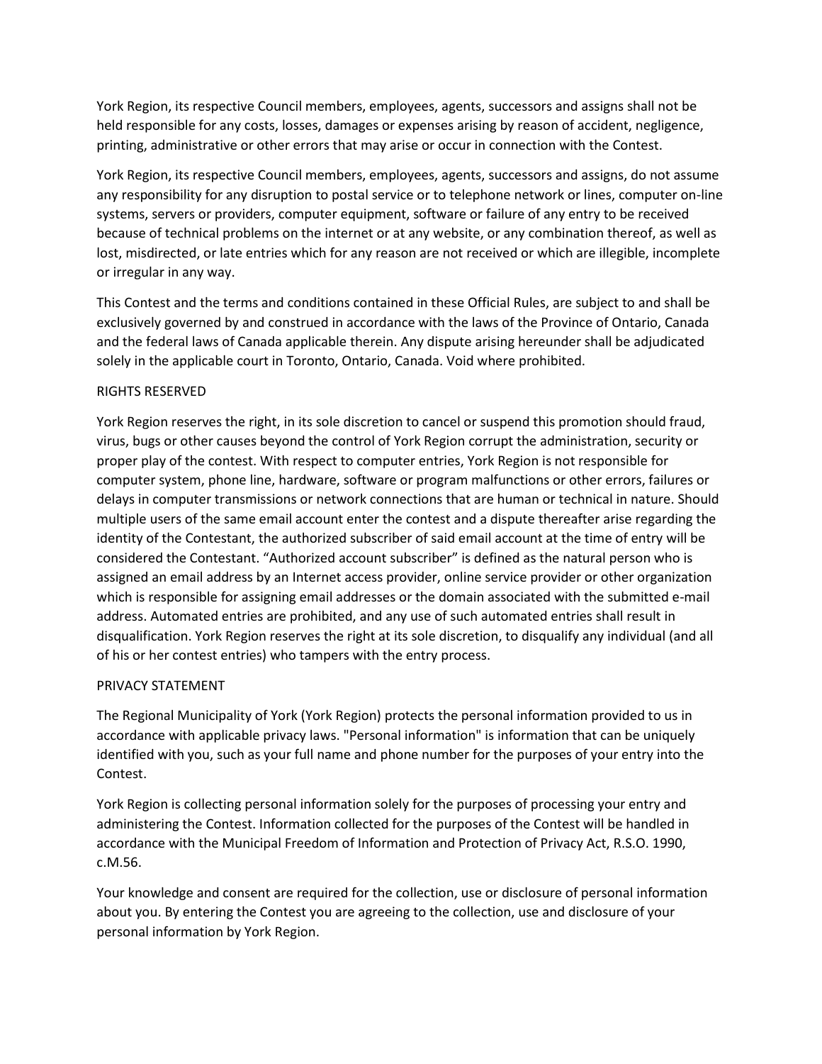York Region, its respective Council members, employees, agents, successors and assigns shall not be held responsible for any costs, losses, damages or expenses arising by reason of accident, negligence, printing, administrative or other errors that may arise or occur in connection with the Contest.

York Region, its respective Council members, employees, agents, successors and assigns, do not assume any responsibility for any disruption to postal service or to telephone network or lines, computer on-line systems, servers or providers, computer equipment, software or failure of any entry to be received because of technical problems on the internet or at any website, or any combination thereof, as well as lost, misdirected, or late entries which for any reason are not received or which are illegible, incomplete or irregular in any way.

This Contest and the terms and conditions contained in these Official Rules, are subject to and shall be exclusively governed by and construed in accordance with the laws of the Province of Ontario, Canada and the federal laws of Canada applicable therein. Any dispute arising hereunder shall be adjudicated solely in the applicable court in Toronto, Ontario, Canada. Void where prohibited.

RIGHTS RESERVED

York Region reserves the right, in its sole discretion to cancel or suspend this promotion should fraud, virus, bugs or other causes beyond the control of York Region corrupt the administration, security or proper play of the contest. With respect to computer entries, York Region is not responsible for computer system, phone line, hardware, software or program malfunctions or other errors, failures or delays in computer transmissions or network connections that are human or technical in nature. Should multiple users of the same email account enter the contest and a dispute thereafter arise regarding the identity of the Contestant, the authorized subscriber of said email account at the time of entry will be considered the Contestant. “Authorized account subscriber” is defined as the natural person who is assigned an email address by an Internet access provider, online service provider or other organization which is responsible for assigning email addresses or the domain associated with the submitted e-mail address. Automated entries are prohibited, and any use of such automated entries shall result in disqualification. York Region reserves the right at its sole discretion, to disqualify any individual (and all of his or her contest entries) who tampers with the entry process.

PRIVACY STATEMENT

The Regional Municipality of York (York Region) protects the personal information provided to us in accordance with applicable privacy laws. "Personal information" is information that can be uniquely identified with you, such as your full name and phone number for the purposes of your entry into the Contest.

York Region is collecting personal information solely for the purposes of processing your entry and administering the Contest. Information collected for the purposes of the Contest will be handled in accordance with the Municipal Freedom of Information and Protection of Privacy Act, R.S.O. 1990, c.M.56.

Your knowledge and consent are required for the collection, use or disclosure of personal information about you. By entering the Contest you are agreeing to the collection, use and disclosure of your personal information by York Region.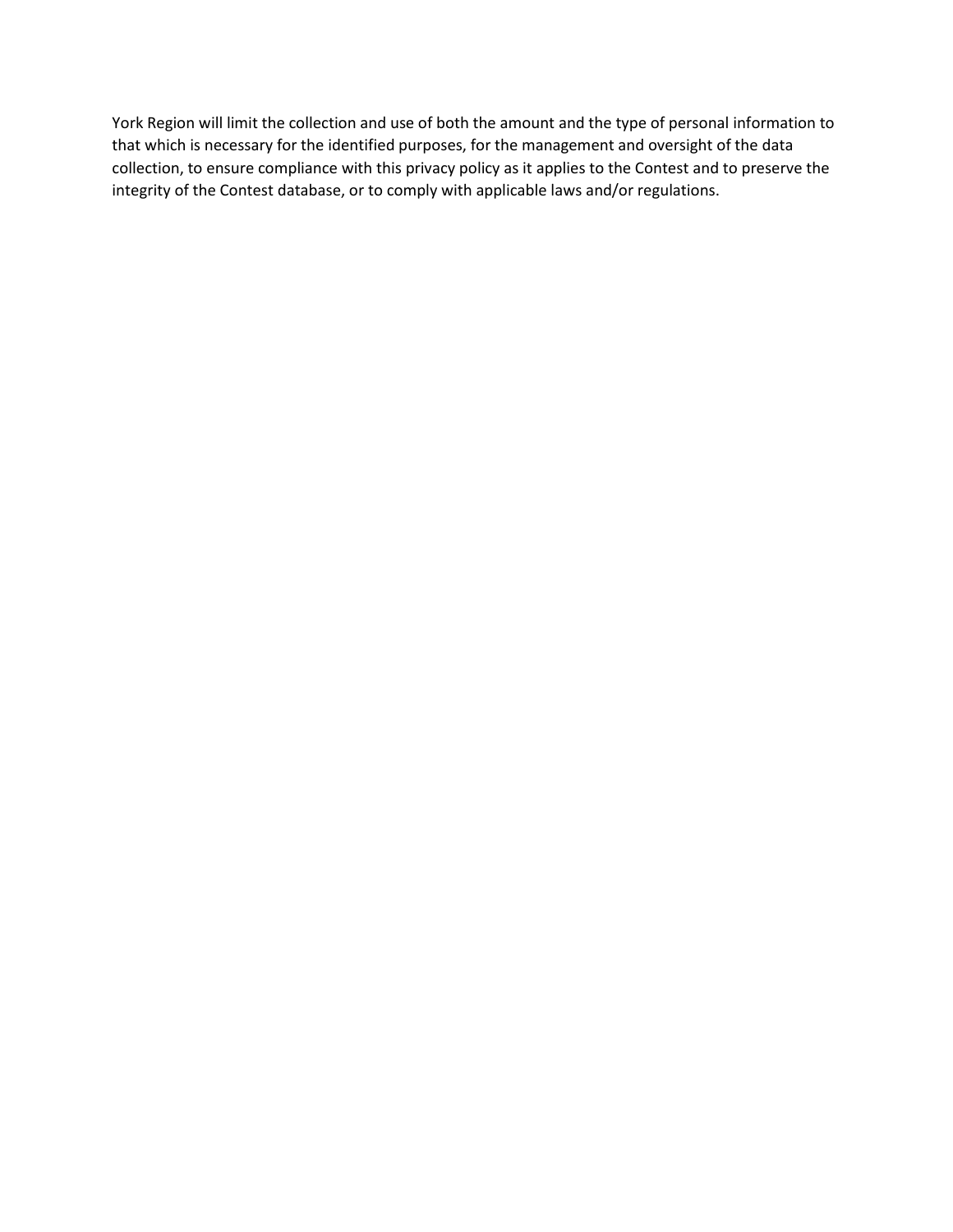York Region will limit the collection and use of both the amount and the type of personal information to that which is necessary for the identified purposes, for the management and oversight of the data collection, to ensure compliance with this privacy policy as it applies to the Contest and to preserve the integrity of the Contest database, or to comply with applicable laws and/or regulations.